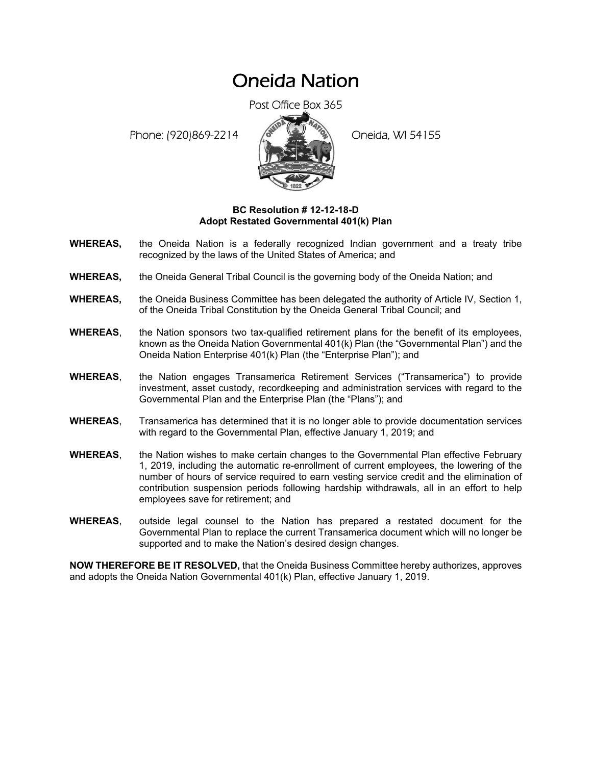# Oneida Nation

Post Office Box 365

Phone: (920)869-2214 Oneida, WI 54155

**BC Resolution # 12-12-18-D**
**Adopt Restated Governmental 401(k) Plan**

**WHEREAS,** the Oneida Nation is a federally recognized Indian government and a treaty tribe recognized by the laws of the United States of America; and

**WHEREAS,** the Oneida General Tribal Council is the governing body of the Oneida Nation; and

**WHEREAS,** the Oneida Business Committee has been delegated the authority of Article IV, Section 1, of the Oneida Tribal Constitution by the Oneida General Tribal Council; and

**WHEREAS**, the Nation sponsors two tax-qualified retirement plans for the benefit of its employees, known as the Oneida Nation Governmental 401(k) Plan (the "Governmental Plan") and the Oneida Nation Enterprise 401(k) Plan (the "Enterprise Plan"); and

**WHEREAS**, the Nation engages Transamerica Retirement Services ("Transamerica") to provide investment, asset custody, recordkeeping and administration services with regard to the Governmental Plan and the Enterprise Plan (the "Plans"); and

**WHEREAS**, Transamerica has determined that it is no longer able to provide documentation services with regard to the Governmental Plan, effective January 1, 2019; and

**WHEREAS**, the Nation wishes to make certain changes to the Governmental Plan effective February 1, 2019, including the automatic re-enrollment of current employees, the lowering of the number of hours of service required to earn vesting service credit and the elimination of contribution suspension periods following hardship withdrawals, all in an effort to help employees save for retirement; and

**WHEREAS**, outside legal counsel to the Nation has prepared a restated document for the Governmental Plan to replace the current Transamerica document which will no longer be supported and to make the Nation's desired design changes.

**NOW THEREFORE BE IT RESOLVED,** that the Oneida Business Committee hereby authorizes, approves and adopts the Oneida Nation Governmental 401(k) Plan, effective January 1, 2019.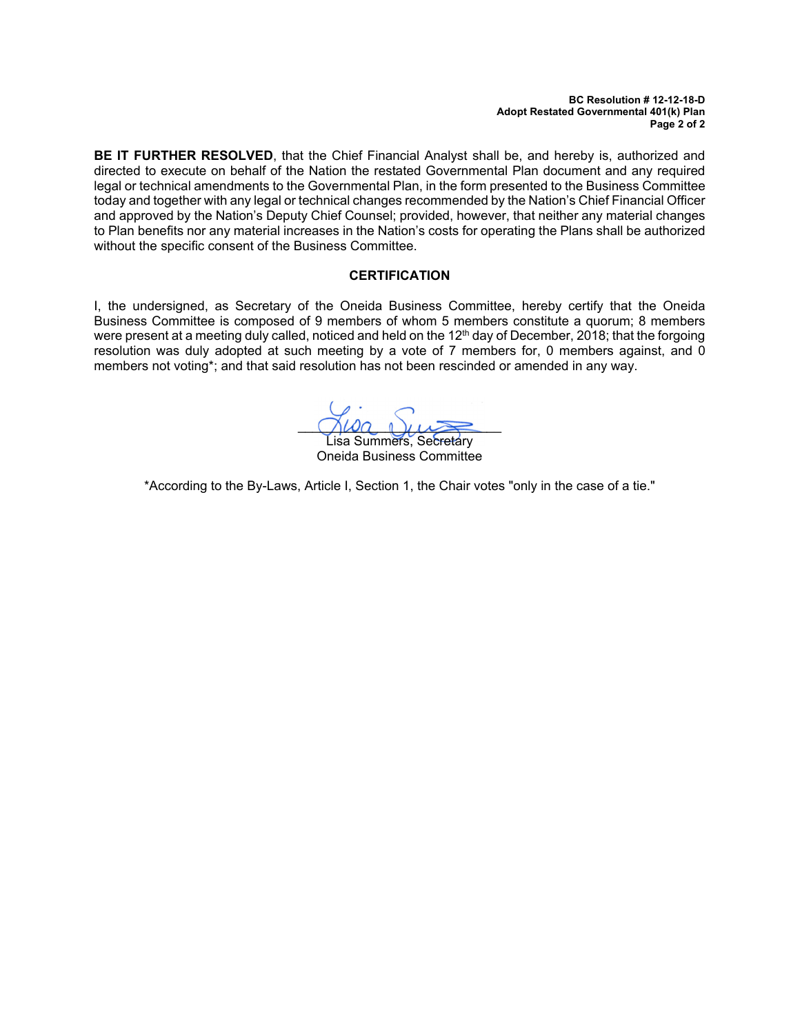**BE IT FURTHER RESOLVED**, that the Chief Financial Analyst shall be, and hereby is, authorized and directed to execute on behalf of the Nation the restated Governmental Plan document and any required legal or technical amendments to the Governmental Plan, in the form presented to the Business Committee today and together with any legal or technical changes recommended by the Nation's Chief Financial Officer and approved by the Nation's Deputy Chief Counsel; provided, however, that neither any material changes to Plan benefits nor any material increases in the Nation's costs for operating the Plans shall be authorized without the specific consent of the Business Committee.

## CERTIFICATION

I, the undersigned, as Secretary of the Oneida Business Committee, hereby certify that the Oneida Business Committee is composed of 9 members of whom 5 members constitute a quorum; 8 members were present at a meeting duly called, noticed and held on the 12th day of December, 2018; that the forgoing resolution was duly adopted at such meeting by a vote of 7 members for, 0 members against, and 0 members not voting*; and that said resolution has not been rescinded or amended in any way.

Lisa Summers, Secretary
Oneida Business Committee

*According to the By-Laws, Article I, Section 1, the Chair votes "only in the case of a tie."